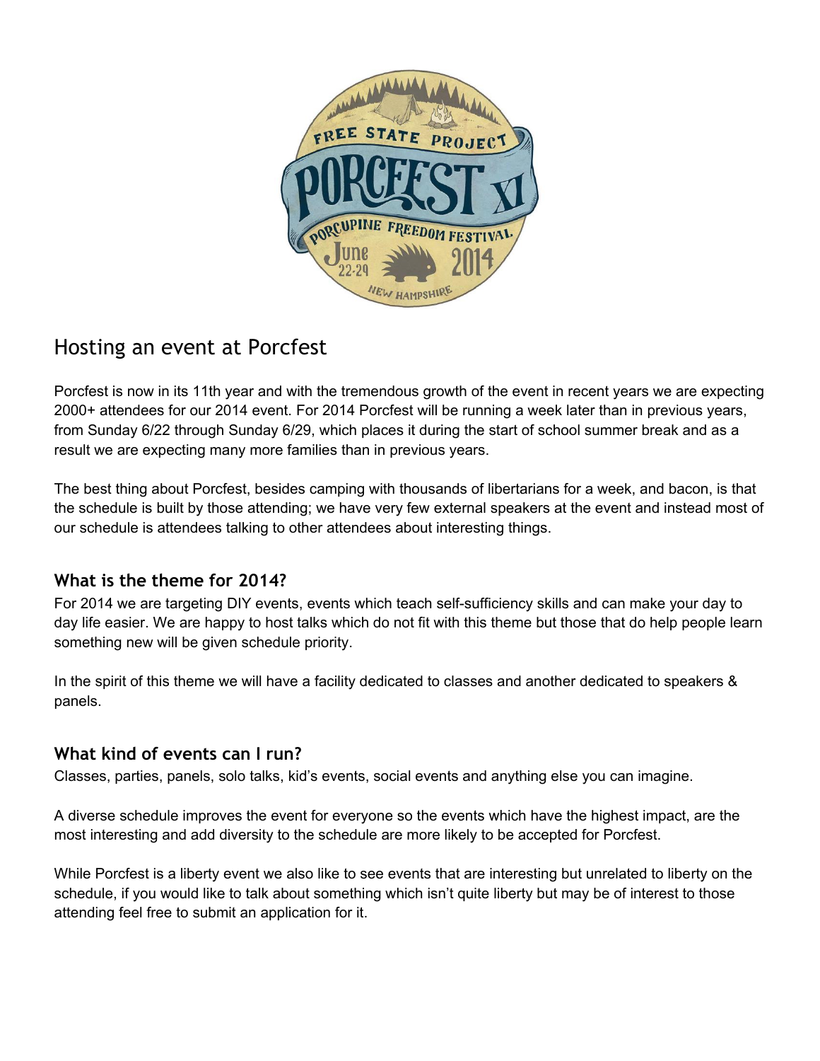# Hosting an event at Porcfest

Porcfest is now in its 11th year and with the tremendous growth of the event in recent years we are expecting 2000+ attendees for our 2014 event. For 2014 Porcfest will be running a week later than in previous years, from Sunday 6/22 through Sunday 6/29, which places it during the start of school summer break and as a result we are expecting many more families than in previous years.

The best thing about Porcfest, besides camping with thousands of libertarians for a week, and bacon, is that the schedule is built by those attending; we have very few external speakers at the event and instead most of our schedule is attendees talking to other attendees about interesting things.

## What is the theme for 2014?

For 2014 we are targeting DIY events, events which teach self-sufficiency skills and can make your day to day life easier. We are happy to host talks which do not fit with this theme but those that do help people learn something new will be given schedule priority.

In the spirit of this theme we will have a facility dedicated to classes and another dedicated to speakers & panels.

## What kind of events can I run?

Classes, parties, panels, solo talks, kid's events, social events and anything else you can imagine.

A diverse schedule improves the event for everyone so the events which have the highest impact, are the most interesting and add diversity to the schedule are more likely to be accepted for Porcfest.

While Porcfest is a liberty event we also like to see events that are interesting but unrelated to liberty on the schedule, if you would like to talk about something which isn't quite liberty but may be of interest to those attending feel free to submit an application for it.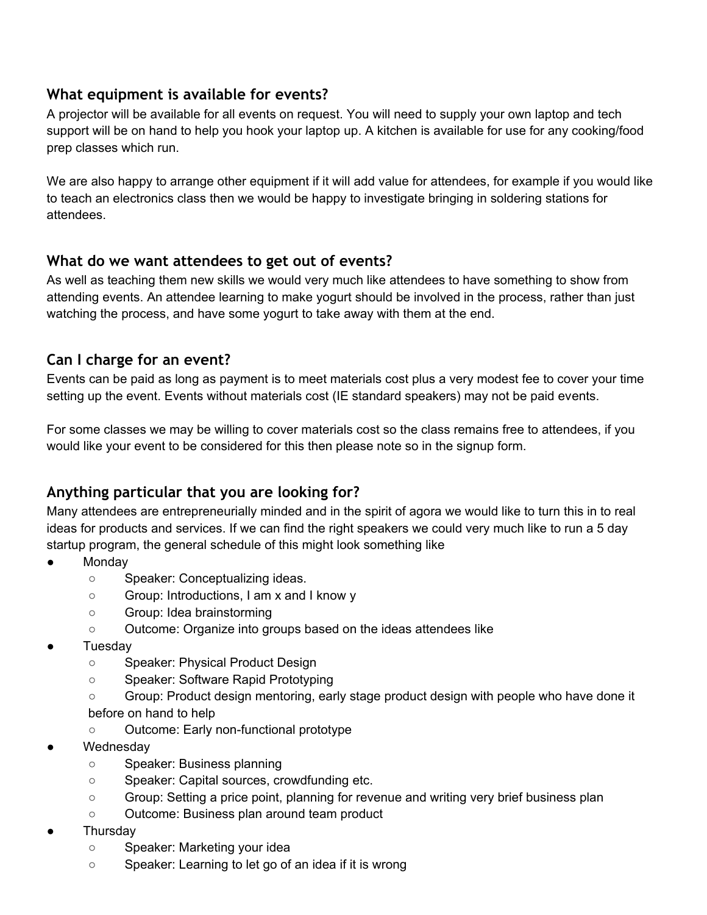## What equipment is available for events?

A projector will be available for all events on request. You will need to supply your own laptop and tech support will be on hand to help you hook your laptop up. A kitchen is available for use for any cooking/food prep classes which run.

We are also happy to arrange other equipment if it will add value for attendees, for example if you would like to teach an electronics class then we would be happy to investigate bringing in soldering stations for attendees.

## What do we want attendees to get out of events?

As well as teaching them new skills we would very much like attendees to have something to show from attending events. An attendee learning to make yogurt should be involved in the process, rather than just watching the process, and have some yogurt to take away with them at the end.

## Can I charge for an event?

Events can be paid as long as payment is to meet materials cost plus a very modest fee to cover your time setting up the event. Events without materials cost (IE standard speakers) may not be paid events.

For some classes we may be willing to cover materials cost so the class remains free to attendees, if you would like your event to be considered for this then please note so in the signup form.

## Anything particular that you are looking for?

Many attendees are entrepreneurially minded and in the spirit of agora we would like to turn this in to real ideas for products and services. If we can find the right speakers we could very much like to run a 5 day startup program, the general schedule of this might look something like

- Monday
  - Speaker: Conceptualizing ideas.
  - Group: Introductions, I am x and I know y
  - Group: Idea brainstorming
  - Outcome: Organize into groups based on the ideas attendees like
- Tuesday
  - Speaker: Physical Product Design
  - Speaker: Software Rapid Prototyping
  - Group: Product design mentoring, early stage product design with people who have done it before on hand to help
  - Outcome: Early non-functional prototype
- Wednesday
  - Speaker: Business planning
  - Speaker: Capital sources, crowdfunding etc.
  - Group: Setting a price point, planning for revenue and writing very brief business plan
  - Outcome: Business plan around team product
- Thursday
  - Speaker: Marketing your idea
  - Speaker: Learning to let go of an idea if it is wrong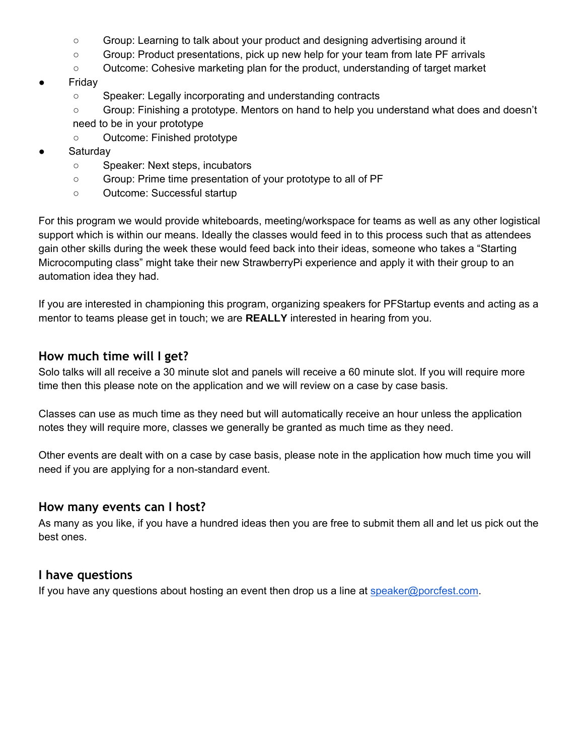- Group: Learning to talk about your product and designing advertising around it
  - Group: Product presentations, pick up new help for your team from late PF arrivals
  - Outcome: Cohesive marketing plan for the product, understanding of target market
- Friday
  - Speaker: Legally incorporating and understanding contracts
  - Group: Finishing a prototype. Mentors on hand to help you understand what does and doesn't need to be in your prototype
  - Outcome: Finished prototype
- Saturday
  - Speaker: Next steps, incubators
  - Group: Prime time presentation of your prototype to all of PF
  - Outcome: Successful startup

For this program we would provide whiteboards, meeting/workspace for teams as well as any other logistical support which is within our means. Ideally the classes would feed in to this process such that as attendees gain other skills during the week these would feed back into their ideas, someone who takes a "Starting Microcomputing class" might take their new StrawberryPi experience and apply it with their group to an automation idea they had.

If you are interested in championing this program, organizing speakers for PFStartup events and acting as a mentor to teams please get in touch; we are **REALLY** interested in hearing from you.

### How much time will I get?

Solo talks will all receive a 30 minute slot and panels will receive a 60 minute slot. If you will require more time then this please note on the application and we will review on a case by case basis.

Classes can use as much time as they need but will automatically receive an hour unless the application notes they will require more, classes we generally be granted as much time as they need.

Other events are dealt with on a case by case basis, please note in the application how much time you will need if you are applying for a non-standard event.

### How many events can I host?

As many as you like, if you have a hundred ideas then you are free to submit them all and let us pick out the best ones.

### I have questions

If you have any questions about hosting an event then drop us a line at speaker@porcfest.com.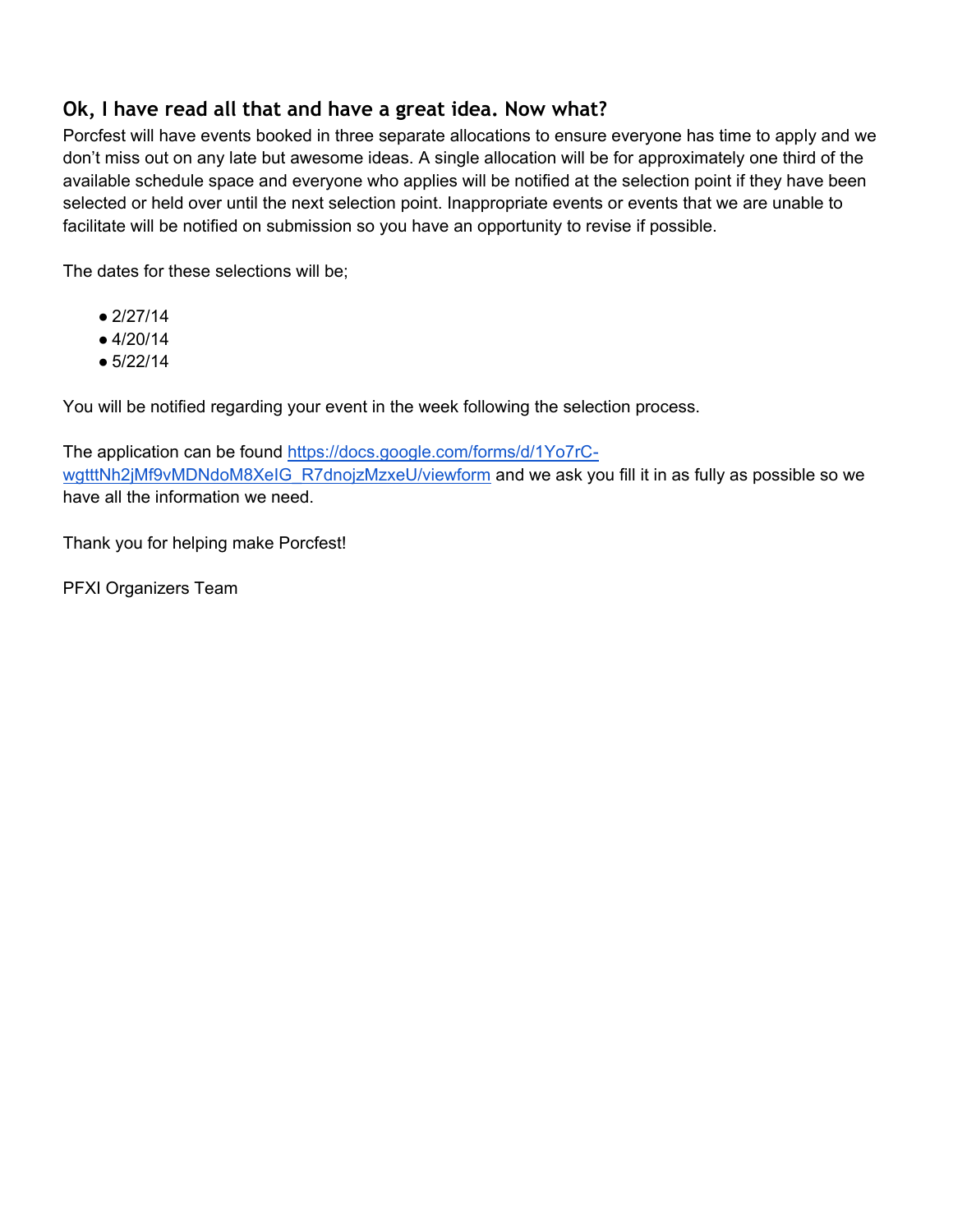## Ok, I have read all that and have a great idea. Now what?

Porcfest will have events booked in three separate allocations to ensure everyone has time to apply and we don't miss out on any late but awesome ideas. A single allocation will be for approximately one third of the available schedule space and everyone who applies will be notified at the selection point if they have been selected or held over until the next selection point. Inappropriate events or events that we are unable to facilitate will be notified on submission so you have an opportunity to revise if possible.

The dates for these selections will be;

- 2/27/14
- 4/20/14
- 5/22/14

You will be notified regarding your event in the week following the selection process.

The application can be found [https://docs.google.com/forms/d/1Yo7rC-wgtttNh2jMf9vMDNdoM8XeIG_R7dnojzMzxeU/viewform](https://docs.google.com/forms/d/1Yo7rC-wgtttNh2jMf9vMDNdoM8XeIG_R7dnojzMzxeU/viewform) and we ask you fill it in as fully as possible so we have all the information we need.

Thank you for helping make Porcfest!

PFXI Organizers Team